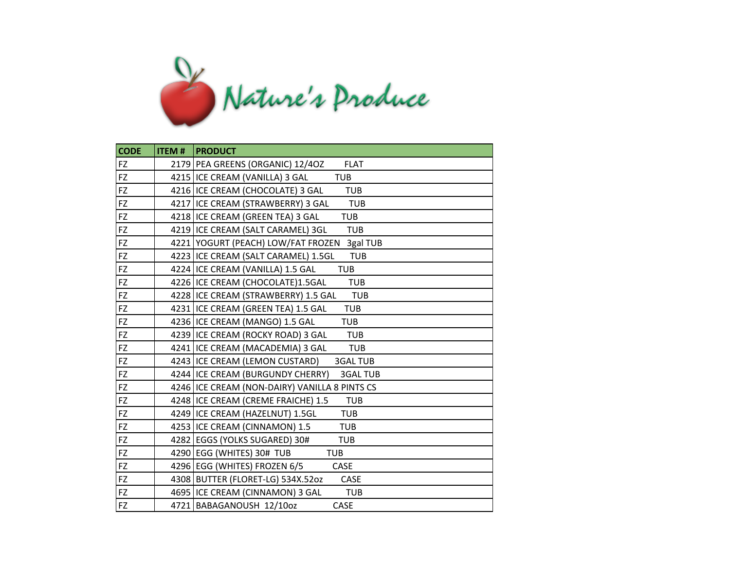# Nature's Produce

| CODE | ITEM # | PRODUCT |
|---|---|---|
| FZ | 2179 | PEA GREENS (ORGANIC) 12/4OZ FLAT |
| FZ | 4215 | ICE CREAM (VANILLA) 3 GAL TUB |
| FZ | 4216 | ICE CREAM (CHOCOLATE) 3 GAL TUB |
| FZ | 4217 | ICE CREAM (STRAWBERRY) 3 GAL TUB |
| FZ | 4218 | ICE CREAM (GREEN TEA) 3 GAL TUB |
| FZ | 4219 | ICE CREAM (SALT CARAMEL) 3GL TUB |
| FZ | 4221 | YOGURT (PEACH) LOW/FAT FROZEN 3gal TUB |
| FZ | 4223 | ICE CREAM (SALT CARAMEL) 1.5GL TUB |
| FZ | 4224 | ICE CREAM (VANILLA) 1.5 GAL TUB |
| FZ | 4226 | ICE CREAM (CHOCOLATE)1.5GAL TUB |
| FZ | 4228 | ICE CREAM (STRAWBERRY) 1.5 GAL TUB |
| FZ | 4231 | ICE CREAM (GREEN TEA) 1.5 GAL TUB |
| FZ | 4236 | ICE CREAM (MANGO) 1.5 GAL TUB |
| FZ | 4239 | ICE CREAM (ROCKY ROAD) 3 GAL TUB |
| FZ | 4241 | ICE CREAM (MACADEMIA) 3 GAL TUB |
| FZ | 4243 | ICE CREAM (LEMON CUSTARD) 3GAL TUB |
| FZ | 4244 | ICE CREAM (BURGUNDY CHERRY) 3GAL TUB |
| FZ | 4246 | ICE CREAM (NON-DAIRY) VANILLA 8 PINTS CS |
| FZ | 4248 | ICE CREAM (CREME FRAICHE) 1.5 TUB |
| FZ | 4249 | ICE CREAM (HAZELNUT) 1.5GL TUB |
| FZ | 4253 | ICE CREAM (CINNAMON) 1.5 TUB |
| FZ | 4282 | EGGS (YOLKS SUGARED) 30# TUB |
| FZ | 4290 | EGG (WHITES) 30# TUB TUB |
| FZ | 4296 | EGG (WHITES) FROZEN 6/5 CASE |
| FZ | 4308 | BUTTER (FLORET-LG) 534X.52oz CASE |
| FZ | 4695 | ICE CREAM (CINNAMON) 3 GAL TUB |
| FZ | 4721 | BABAGANOUSH 12/10oz CASE |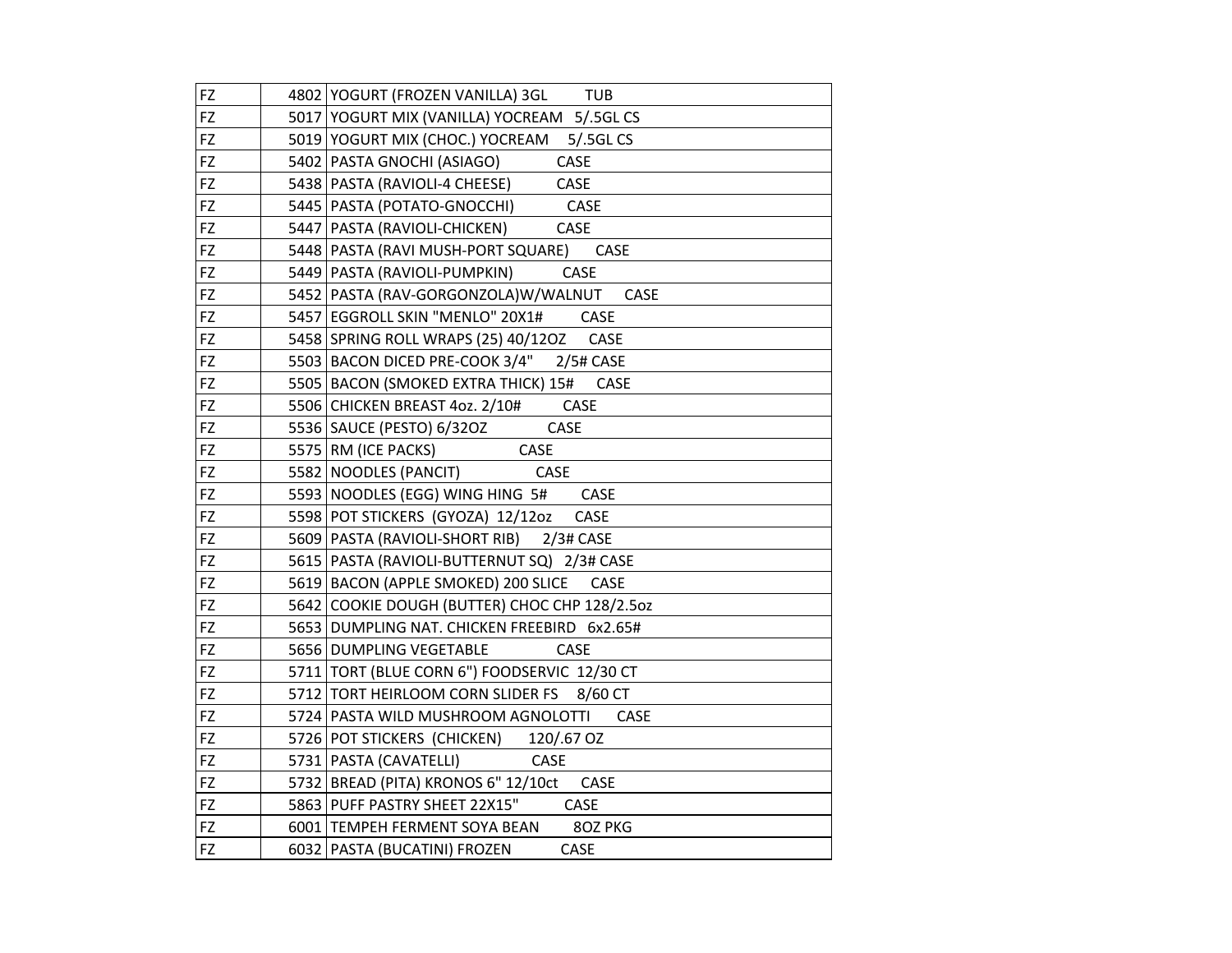| | | |
|---|---|---|
| FZ | 4802 | YOGURT (FROZEN VANILLA) 3GL TUB |
| FZ | 5017 | YOGURT MIX (VANILLA) YOCREAM 5/.5GL CS |
| FZ | 5019 | YOGURT MIX (CHOC.) YOCREAM 5/.5GL CS |
| FZ | 5402 | PASTA GNOCHI (ASIAGO) CASE |
| FZ | 5438 | PASTA (RAVIOLI-4 CHEESE) CASE |
| FZ | 5445 | PASTA (POTATO-GNOCCHI) CASE |
| FZ | 5447 | PASTA (RAVIOLI-CHICKEN) CASE |
| FZ | 5448 | PASTA (RAVI MUSH-PORT SQUARE) CASE |
| FZ | 5449 | PASTA (RAVIOLI-PUMPKIN) CASE |
| FZ | 5452 | PASTA (RAV-GORGONZOLA)W/WALNUT CASE |
| FZ | 5457 | EGGROLL SKIN "MENLO" 20X1# CASE |
| FZ | 5458 | SPRING ROLL WRAPS (25) 40/12OZ CASE |
| FZ | 5503 | BACON DICED PRE-COOK 3/4" 2/5# CASE |
| FZ | 5505 | BACON (SMOKED EXTRA THICK) 15# CASE |
| FZ | 5506 | CHICKEN BREAST 4oz. 2/10# CASE |
| FZ | 5536 | SAUCE (PESTO) 6/32OZ CASE |
| FZ | 5575 | RM (ICE PACKS) CASE |
| FZ | 5582 | NOODLES (PANCIT) CASE |
| FZ | 5593 | NOODLES (EGG) WING HING 5# CASE |
| FZ | 5598 | POT STICKERS (GYOZA) 12/12oz CASE |
| FZ | 5609 | PASTA (RAVIOLI-SHORT RIB) 2/3# CASE |
| FZ | 5615 | PASTA (RAVIOLI-BUTTERNUT SQ) 2/3# CASE |
| FZ | 5619 | BACON (APPLE SMOKED) 200 SLICE CASE |
| FZ | 5642 | COOKIE DOUGH (BUTTER) CHOC CHP 128/2.5oz |
| FZ | 5653 | DUMPLING NAT. CHICKEN FREEBIRD 6x2.65# |
| FZ | 5656 | DUMPLING VEGETABLE CASE |
| FZ | 5711 | TORT (BLUE CORN 6") FOODSERVIC 12/30 CT |
| FZ | 5712 | TORT HEIRLOOM CORN SLIDER FS 8/60 CT |
| FZ | 5724 | PASTA WILD MUSHROOM AGNOLOTTI CASE |
| FZ | 5726 | POT STICKERS (CHICKEN) 120/.67 OZ |
| FZ | 5731 | PASTA (CAVATELLI) CASE |
| FZ | 5732 | BREAD (PITA) KRONOS 6" 12/10ct CASE |
| FZ | 5863 | PUFF PASTRY SHEET 22X15" CASE |
| FZ | 6001 | TEMPEH FERMENT SOYA BEAN 8OZ PKG |
| FZ | 6032 | PASTA (BUCATINI) FROZEN CASE |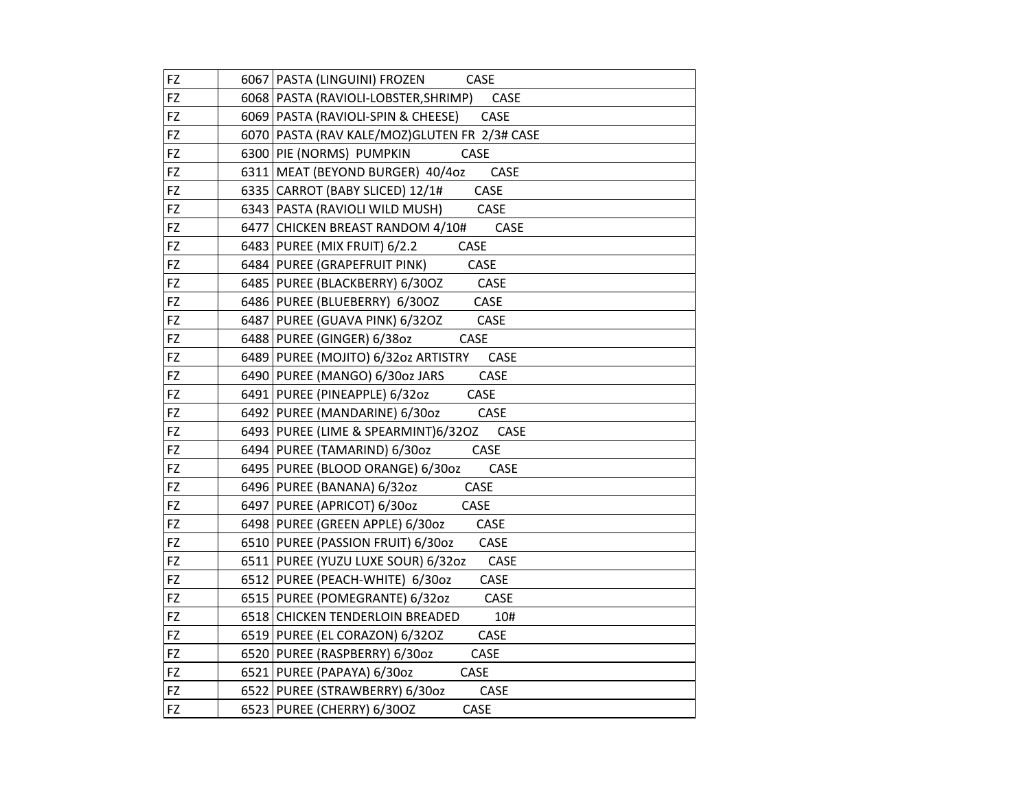| | | | |
|---|---|---|---|
| FZ | 6067 | PASTA (LINGUINI) FROZEN | CASE |
| FZ | 6068 | PASTA (RAVIOLI-LOBSTER,SHRIMP) | CASE |
| FZ | 6069 | PASTA (RAVIOLI-SPIN & CHEESE) | CASE |
| FZ | 6070 | PASTA (RAV KALE/MOZ)GLUTEN FR 2/3# | CASE |
| FZ | 6300 | PIE (NORMS) PUMPKIN | CASE |
| FZ | 6311 | MEAT (BEYOND BURGER) 40/4oz | CASE |
| FZ | 6335 | CARROT (BABY SLICED) 12/1# | CASE |
| FZ | 6343 | PASTA (RAVIOLI WILD MUSH) | CASE |
| FZ | 6477 | CHICKEN BREAST RANDOM 4/10# | CASE |
| FZ | 6483 | PUREE (MIX FRUIT) 6/2.2 | CASE |
| FZ | 6484 | PUREE (GRAPEFRUIT PINK) | CASE |
| FZ | 6485 | PUREE (BLACKBERRY) 6/30OZ | CASE |
| FZ | 6486 | PUREE (BLUEBERRY) 6/30OZ | CASE |
| FZ | 6487 | PUREE (GUAVA PINK) 6/32OZ | CASE |
| FZ | 6488 | PUREE (GINGER) 6/38oz | CASE |
| FZ | 6489 | PUREE (MOJITO) 6/32oz ARTISTRY | CASE |
| FZ | 6490 | PUREE (MANGO) 6/30oz JARS | CASE |
| FZ | 6491 | PUREE (PINEAPPLE) 6/32oz | CASE |
| FZ | 6492 | PUREE (MANDARINE) 6/30oz | CASE |
| FZ | 6493 | PUREE (LIME & SPEARMINT)6/32OZ | CASE |
| FZ | 6494 | PUREE (TAMARIND) 6/30oz | CASE |
| FZ | 6495 | PUREE (BLOOD ORANGE) 6/30oz | CASE |
| FZ | 6496 | PUREE (BANANA) 6/32oz | CASE |
| FZ | 6497 | PUREE (APRICOT) 6/30oz | CASE |
| FZ | 6498 | PUREE (GREEN APPLE) 6/30oz | CASE |
| FZ | 6510 | PUREE (PASSION FRUIT) 6/30oz | CASE |
| FZ | 6511 | PUREE (YUZU LUXE SOUR) 6/32oz | CASE |
| FZ | 6512 | PUREE (PEACH-WHITE) 6/30oz | CASE |
| FZ | 6515 | PUREE (POMEGRANTE) 6/32oz | CASE |
| FZ | 6518 | CHICKEN TENDERLOIN BREADED | 10# |
| FZ | 6519 | PUREE (EL CORAZON) 6/32OZ | CASE |
| FZ | 6520 | PUREE (RASPBERRY) 6/30oz | CASE |
| FZ | 6521 | PUREE (PAPAYA) 6/30oz | CASE |
| FZ | 6522 | PUREE (STRAWBERRY) 6/30oz | CASE |
| FZ | 6523 | PUREE (CHERRY) 6/30OZ | CASE |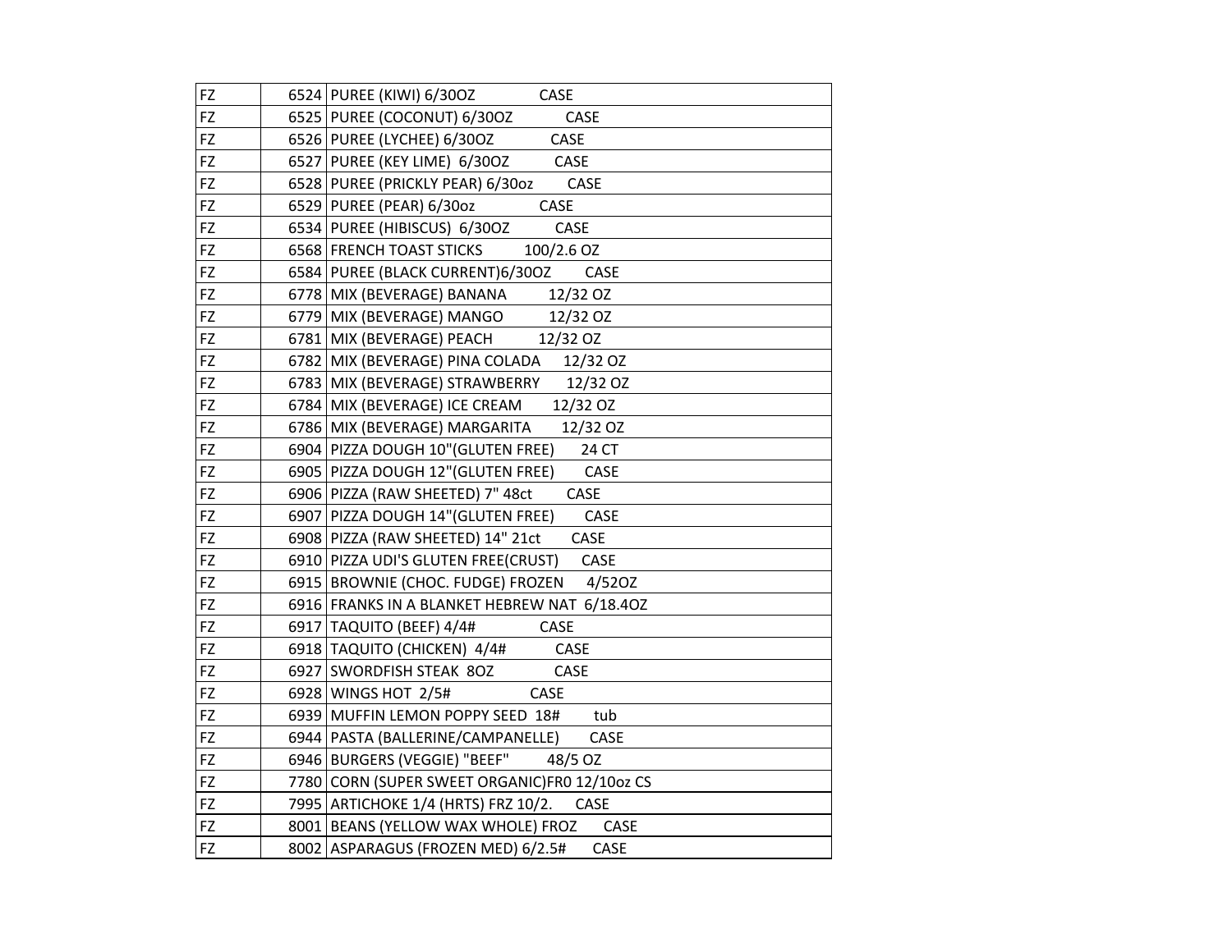| | | |
|---|---|---|
| FZ | 6524 | PUREE (KIWI) 6/30OZ CASE |
| FZ | 6525 | PUREE (COCONUT) 6/30OZ CASE |
| FZ | 6526 | PUREE (LYCHEE) 6/30OZ CASE |
| FZ | 6527 | PUREE (KEY LIME) 6/30OZ CASE |
| FZ | 6528 | PUREE (PRICKLY PEAR) 6/30oz CASE |
| FZ | 6529 | PUREE (PEAR) 6/30oz CASE |
| FZ | 6534 | PUREE (HIBISCUS) 6/30OZ CASE |
| FZ | 6568 | FRENCH TOAST STICKS 100/2.6 OZ |
| FZ | 6584 | PUREE (BLACK CURRENT)6/30OZ CASE |
| FZ | 6778 | MIX (BEVERAGE) BANANA 12/32 OZ |
| FZ | 6779 | MIX (BEVERAGE) MANGO 12/32 OZ |
| FZ | 6781 | MIX (BEVERAGE) PEACH 12/32 OZ |
| FZ | 6782 | MIX (BEVERAGE) PINA COLADA 12/32 OZ |
| FZ | 6783 | MIX (BEVERAGE) STRAWBERRY 12/32 OZ |
| FZ | 6784 | MIX (BEVERAGE) ICE CREAM 12/32 OZ |
| FZ | 6786 | MIX (BEVERAGE) MARGARITA 12/32 OZ |
| FZ | 6904 | PIZZA DOUGH 10"(GLUTEN FREE) 24 CT |
| FZ | 6905 | PIZZA DOUGH 12"(GLUTEN FREE) CASE |
| FZ | 6906 | PIZZA (RAW SHEETED) 7" 48ct CASE |
| FZ | 6907 | PIZZA DOUGH 14"(GLUTEN FREE) CASE |
| FZ | 6908 | PIZZA (RAW SHEETED) 14" 21ct CASE |
| FZ | 6910 | PIZZA UDI'S GLUTEN FREE(CRUST) CASE |
| FZ | 6915 | BROWNIE (CHOC. FUDGE) FROZEN 4/52OZ |
| FZ | 6916 | FRANKS IN A BLANKET HEBREW NAT 6/18.4OZ |
| FZ | 6917 | TAQUITO (BEEF) 4/4# CASE |
| FZ | 6918 | TAQUITO (CHICKEN) 4/4# CASE |
| FZ | 6927 | SWORDFISH STEAK 8OZ CASE |
| FZ | 6928 | WINGS HOT 2/5# CASE |
| FZ | 6939 | MUFFIN LEMON POPPY SEED 18# tub |
| FZ | 6944 | PASTA (BALLERINE/CAMPANELLE) CASE |
| FZ | 6946 | BURGERS (VEGGIE) "BEEF" 48/5 OZ |
| FZ | 7780 | CORN (SUPER SWEET ORGANIC)FR0 12/10oz CS |
| FZ | 7995 | ARTICHOKE 1/4 (HRTS) FRZ 10/2. CASE |
| FZ | 8001 | BEANS (YELLOW WAX WHOLE) FROZ CASE |
| FZ | 8002 | ASPARAGUS (FROZEN MED) 6/2.5# CASE |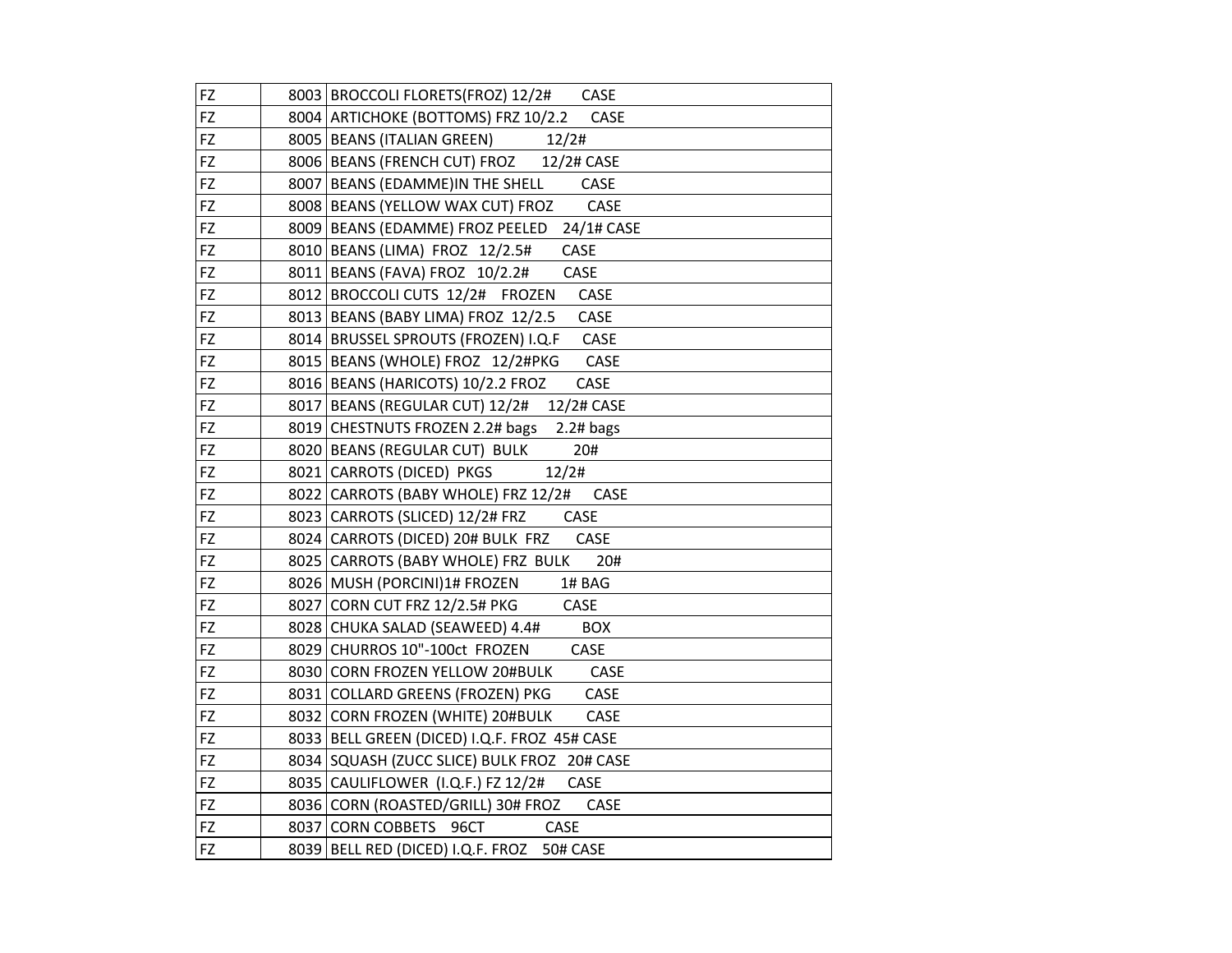| | | |
|---|---|---|
| FZ | 8003 | BROCCOLI FLORETS(FROZ) 12/2# CASE |
| FZ | 8004 | ARTICHOKE (BOTTOMS) FRZ 10/2.2 CASE |
| FZ | 8005 | BEANS (ITALIAN GREEN) 12/2# |
| FZ | 8006 | BEANS (FRENCH CUT) FROZ 12/2# CASE |
| FZ | 8007 | BEANS (EDAMME)IN THE SHELL CASE |
| FZ | 8008 | BEANS (YELLOW WAX CUT) FROZ CASE |
| FZ | 8009 | BEANS (EDAMME) FROZ PEELED 24/1# CASE |
| FZ | 8010 | BEANS (LIMA) FROZ 12/2.5# CASE |
| FZ | 8011 | BEANS (FAVA) FROZ 10/2.2# CASE |
| FZ | 8012 | BROCCOLI CUTS 12/2# FROZEN CASE |
| FZ | 8013 | BEANS (BABY LIMA) FROZ 12/2.5 CASE |
| FZ | 8014 | BRUSSEL SPROUTS (FROZEN) I.Q.F CASE |
| FZ | 8015 | BEANS (WHOLE) FROZ 12/2#PKG CASE |
| FZ | 8016 | BEANS (HARICOTS) 10/2.2 FROZ CASE |
| FZ | 8017 | BEANS (REGULAR CUT) 12/2# 12/2# CASE |
| FZ | 8019 | CHESTNUTS FROZEN 2.2# bags 2.2# bags |
| FZ | 8020 | BEANS (REGULAR CUT) BULK 20# |
| FZ | 8021 | CARROTS (DICED) PKGS 12/2# |
| FZ | 8022 | CARROTS (BABY WHOLE) FRZ 12/2# CASE |
| FZ | 8023 | CARROTS (SLICED) 12/2# FRZ CASE |
| FZ | 8024 | CARROTS (DICED) 20# BULK FRZ CASE |
| FZ | 8025 | CARROTS (BABY WHOLE) FRZ BULK 20# |
| FZ | 8026 | MUSH (PORCINI)1# FROZEN 1# BAG |
| FZ | 8027 | CORN CUT FRZ 12/2.5# PKG CASE |
| FZ | 8028 | CHUKA SALAD (SEAWEED) 4.4# BOX |
| FZ | 8029 | CHURROS 10"-100ct FROZEN CASE |
| FZ | 8030 | CORN FROZEN YELLOW 20#BULK CASE |
| FZ | 8031 | COLLARD GREENS (FROZEN) PKG CASE |
| FZ | 8032 | CORN FROZEN (WHITE) 20#BULK CASE |
| FZ | 8033 | BELL GREEN (DICED) I.Q.F. FROZ 45# CASE |
| FZ | 8034 | SQUASH (ZUCC SLICE) BULK FROZ 20# CASE |
| FZ | 8035 | CAULIFLOWER (I.Q.F.) FZ 12/2# CASE |
| FZ | 8036 | CORN (ROASTED/GRILL) 30# FROZ CASE |
| FZ | 8037 | CORN COBBETS 96CT CASE |
| FZ | 8039 | BELL RED (DICED) I.Q.F. FROZ 50# CASE |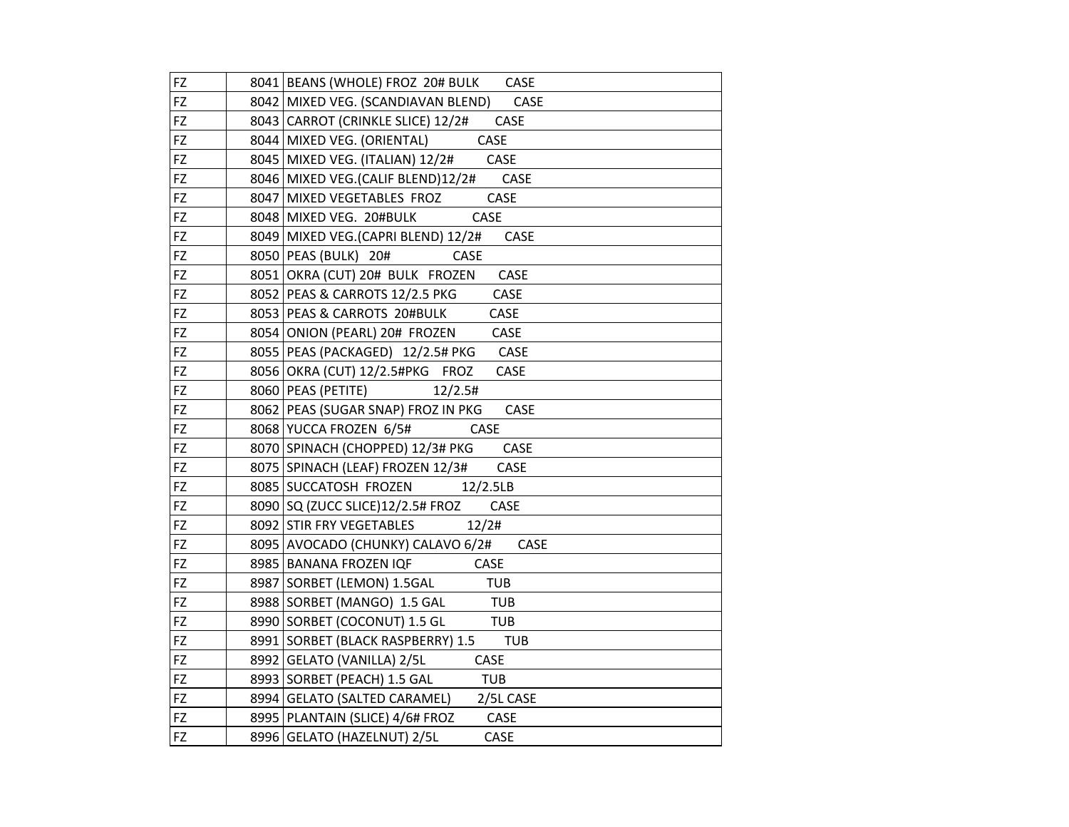| | | |
|---|---|---|
| FZ | 8041 | BEANS (WHOLE) FROZ 20# BULK CASE |
| FZ | 8042 | MIXED VEG. (SCANDIAVAN BLEND) CASE |
| FZ | 8043 | CARROT (CRINKLE SLICE) 12/2# CASE |
| FZ | 8044 | MIXED VEG. (ORIENTAL) CASE |
| FZ | 8045 | MIXED VEG. (ITALIAN) 12/2# CASE |
| FZ | 8046 | MIXED VEG.(CALIF BLEND)12/2# CASE |
| FZ | 8047 | MIXED VEGETABLES FROZ CASE |
| FZ | 8048 | MIXED VEG. 20#BULK CASE |
| FZ | 8049 | MIXED VEG.(CAPRI BLEND) 12/2# CASE |
| FZ | 8050 | PEAS (BULK) 20# CASE |
| FZ | 8051 | OKRA (CUT) 20# BULK FROZEN CASE |
| FZ | 8052 | PEAS & CARROTS 12/2.5 PKG CASE |
| FZ | 8053 | PEAS & CARROTS 20#BULK CASE |
| FZ | 8054 | ONION (PEARL) 20# FROZEN CASE |
| FZ | 8055 | PEAS (PACKAGED) 12/2.5# PKG CASE |
| FZ | 8056 | OKRA (CUT) 12/2.5#PKG FROZ CASE |
| FZ | 8060 | PEAS (PETITE) 12/2.5# |
| FZ | 8062 | PEAS (SUGAR SNAP) FROZ IN PKG CASE |
| FZ | 8068 | YUCCA FROZEN 6/5# CASE |
| FZ | 8070 | SPINACH (CHOPPED) 12/3# PKG CASE |
| FZ | 8075 | SPINACH (LEAF) FROZEN 12/3# CASE |
| FZ | 8085 | SUCCATOSH FROZEN 12/2.5LB |
| FZ | 8090 | SQ (ZUCC SLICE)12/2.5# FROZ CASE |
| FZ | 8092 | STIR FRY VEGETABLES 12/2# |
| FZ | 8095 | AVOCADO (CHUNKY) CALAVO 6/2# CASE |
| FZ | 8985 | BANANA FROZEN IQF CASE |
| FZ | 8987 | SORBET (LEMON) 1.5GAL TUB |
| FZ | 8988 | SORBET (MANGO) 1.5 GAL TUB |
| FZ | 8990 | SORBET (COCONUT) 1.5 GL TUB |
| FZ | 8991 | SORBET (BLACK RASPBERRY) 1.5 TUB |
| FZ | 8992 | GELATO (VANILLA) 2/5L CASE |
| FZ | 8993 | SORBET (PEACH) 1.5 GAL TUB |
| FZ | 8994 | GELATO (SALTED CARAMEL) 2/5L CASE |
| FZ | 8995 | PLANTAIN (SLICE) 4/6# FROZ CASE |
| FZ | 8996 | GELATO (HAZELNUT) 2/5L CASE |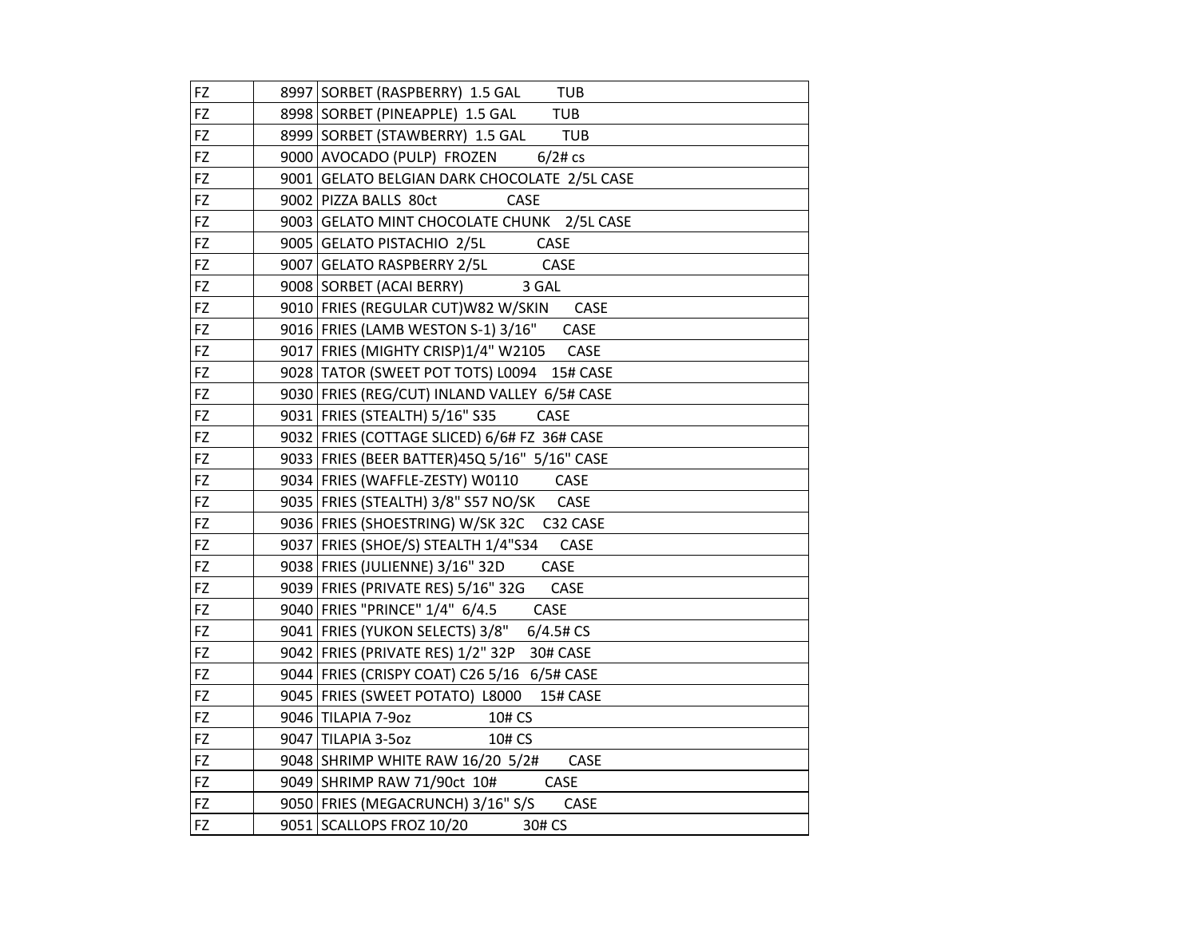| | | |
|---|---|---|
| FZ | 8997 | SORBET (RASPBERRY) 1.5 GAL TUB |
| FZ | 8998 | SORBET (PINEAPPLE) 1.5 GAL TUB |
| FZ | 8999 | SORBET (STAWBERRY) 1.5 GAL TUB |
| FZ | 9000 | AVOCADO (PULP) FROZEN 6/2# cs |
| FZ | 9001 | GELATO BELGIAN DARK CHOCOLATE 2/5L CASE |
| FZ | 9002 | PIZZA BALLS 80ct CASE |
| FZ | 9003 | GELATO MINT CHOCOLATE CHUNK 2/5L CASE |
| FZ | 9005 | GELATO PISTACHIO 2/5L CASE |
| FZ | 9007 | GELATO RASPBERRY 2/5L CASE |
| FZ | 9008 | SORBET (ACAI BERRY) 3 GAL |
| FZ | 9010 | FRIES (REGULAR CUT)W82 W/SKIN CASE |
| FZ | 9016 | FRIES (LAMB WESTON S-1) 3/16" CASE |
| FZ | 9017 | FRIES (MIGHTY CRISP)1/4" W2105 CASE |
| FZ | 9028 | TATOR (SWEET POT TOTS) L0094 15# CASE |
| FZ | 9030 | FRIES (REG/CUT) INLAND VALLEY 6/5# CASE |
| FZ | 9031 | FRIES (STEALTH) 5/16" S35 CASE |
| FZ | 9032 | FRIES (COTTAGE SLICED) 6/6# FZ 36# CASE |
| FZ | 9033 | FRIES (BEER BATTER)45Q 5/16" 5/16" CASE |
| FZ | 9034 | FRIES (WAFFLE-ZESTY) W0110 CASE |
| FZ | 9035 | FRIES (STEALTH) 3/8" S57 NO/SK CASE |
| FZ | 9036 | FRIES (SHOESTRING) W/SK 32C C32 CASE |
| FZ | 9037 | FRIES (SHOE/S) STEALTH 1/4"S34 CASE |
| FZ | 9038 | FRIES (JULIENNE) 3/16" 32D CASE |
| FZ | 9039 | FRIES (PRIVATE RES) 5/16" 32G CASE |
| FZ | 9040 | FRIES "PRINCE" 1/4" 6/4.5 CASE |
| FZ | 9041 | FRIES (YUKON SELECTS) 3/8" 6/4.5# CS |
| FZ | 9042 | FRIES (PRIVATE RES) 1/2" 32P 30# CASE |
| FZ | 9044 | FRIES (CRISPY COAT) C26 5/16 6/5# CASE |
| FZ | 9045 | FRIES (SWEET POTATO) L8000 15# CASE |
| FZ | 9046 | TILAPIA 7-9oz 10# CS |
| FZ | 9047 | TILAPIA 3-5oz 10# CS |
| FZ | 9048 | SHRIMP WHITE RAW 16/20 5/2# CASE |
| FZ | 9049 | SHRIMP RAW 71/90ct 10# CASE |
| FZ | 9050 | FRIES (MEGACRUNCH) 3/16" S/S CASE |
| FZ | 9051 | SCALLOPS FROZ 10/20 30# CS |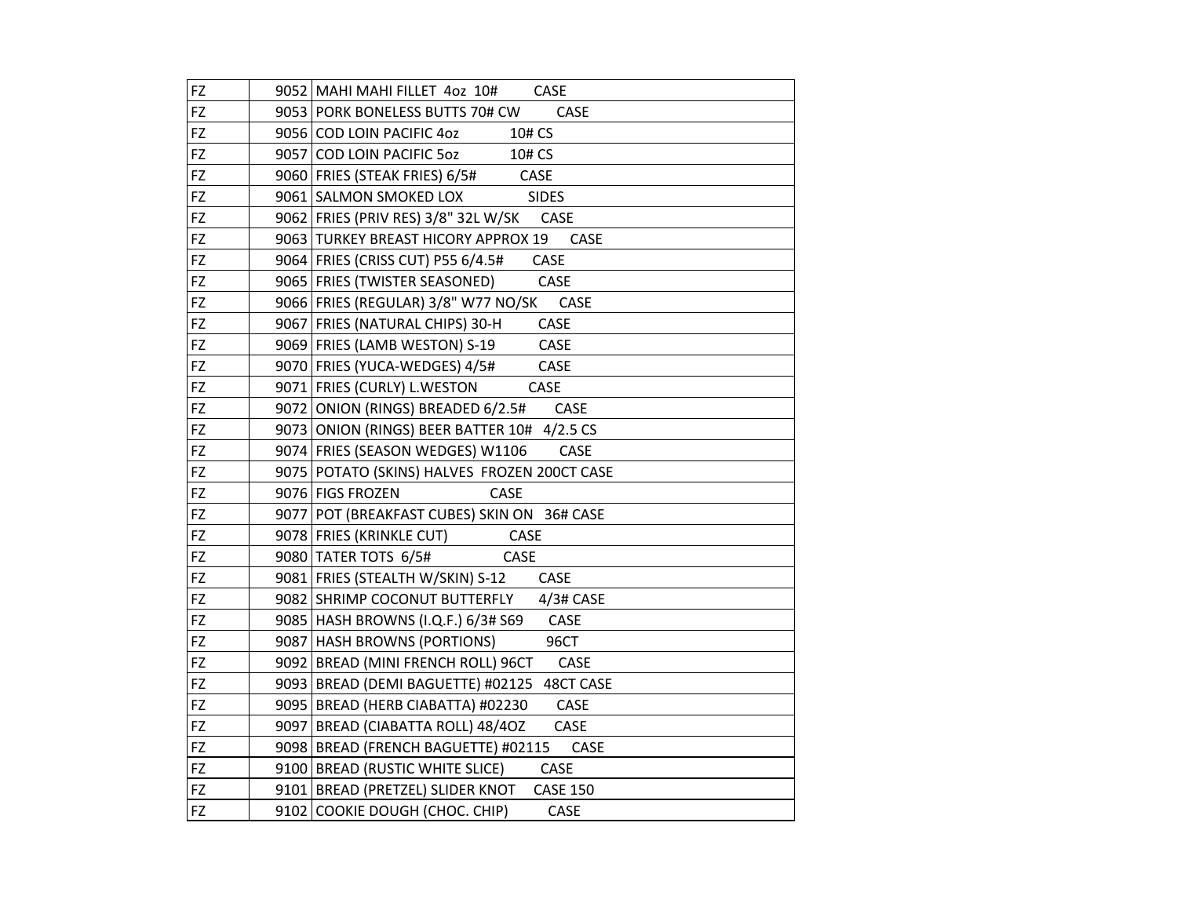| | | |
|---|---|---|
| FZ | 9052 | MAHI MAHI FILLET  4oz  10#         CASE |
| FZ | 9053 | PORK BONELESS BUTTS 70# CW         CASE |
| FZ | 9056 | COD LOIN PACIFIC 4oz            10# CS |
| FZ | 9057 | COD LOIN PACIFIC 5oz            10# CS |
| FZ | 9060 | FRIES (STEAK FRIES) 6/5#          CASE |
| FZ | 9061 | SALMON SMOKED LOX               SIDES |
| FZ | 9062 | FRIES (PRIV RES) 3/8" 32L W/SK      CASE |
| FZ | 9063 | TURKEY BREAST HICORY APPROX 19      CASE |
| FZ | 9064 | FRIES (CRISS CUT) P55 6/4.5#       CASE |
| FZ | 9065 | FRIES (TWISTER SEASONED)           CASE |
| FZ | 9066 | FRIES (REGULAR) 3/8" W77 NO/SK      CASE |
| FZ | 9067 | FRIES (NATURAL CHIPS) 30-H         CASE |
| FZ | 9069 | FRIES (LAMB WESTON) S-19           CASE |
| FZ | 9070 | FRIES (YUCA-WEDGES) 4/5#           CASE |
| FZ | 9071 | FRIES (CURLY) L.WESTON            CASE |
| FZ | 9072 | ONION (RINGS) BREADED 6/2.5#       CASE |
| FZ | 9073 | ONION (RINGS) BEER BATTER 10#   4/2.5 CS |
| FZ | 9074 | FRIES (SEASON WEDGES) W1106        CASE |
| FZ | 9075 | POTATO (SKINS) HALVES  FROZEN 200CT CASE |
| FZ | 9076 | FIGS FROZEN                     CASE |
| FZ | 9077 | POT (BREAKFAST CUBES) SKIN ON   36# CASE |
| FZ | 9078 | FRIES (KRINKLE CUT)              CASE |
| FZ | 9080 | TATER TOTS  6/5#                 CASE |
| FZ | 9081 | FRIES (STEALTH W/SKIN) S-12        CASE |
| FZ | 9082 | SHRIMP COCONUT BUTTERFLY       4/3# CASE |
| FZ | 9085 | HASH BROWNS (I.Q.F.) 6/3# S69       CASE |
| FZ | 9087 | HASH BROWNS (PORTIONS)            96CT |
| FZ | 9092 | BREAD (MINI FRENCH ROLL) 96CT       CASE |
| FZ | 9093 | BREAD (DEMI BAGUETTE) #02125   48CT CASE |
| FZ | 9095 | BREAD (HERB CIABATTA) #02230        CASE |
| FZ | 9097 | BREAD (CIABATTA ROLL) 48/4OZ        CASE |
| FZ | 9098 | BREAD (FRENCH BAGUETTE) #02115      CASE |
| FZ | 9100 | BREAD (RUSTIC WHITE SLICE)         CASE |
| FZ | 9101 | BREAD (PRETZEL) SLIDER KNOT     CASE 150 |
| FZ | 9102 | COOKIE DOUGH (CHOC. CHIP)          CASE |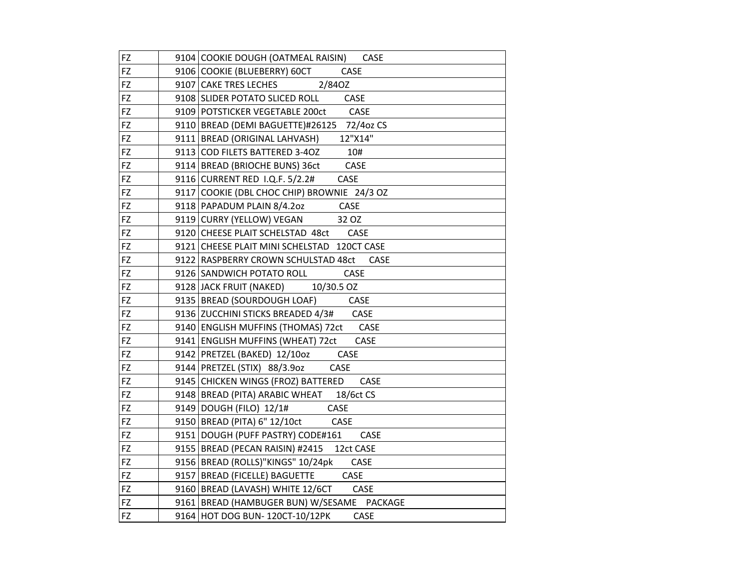| | | |
|---|---|---|
| FZ | 9104 | COOKIE DOUGH (OATMEAL RAISIN) CASE |
| FZ | 9106 | COOKIE (BLUEBERRY) 60CT CASE |
| FZ | 9107 | CAKE TRES LECHES 2/84OZ |
| FZ | 9108 | SLIDER POTATO SLICED ROLL CASE |
| FZ | 9109 | POTSTICKER VEGETABLE 200ct CASE |
| FZ | 9110 | BREAD (DEMI BAGUETTE)#26125 72/4oz CS |
| FZ | 9111 | BREAD (ORIGINAL LAHVASH) 12"X14" |
| FZ | 9113 | COD FILETS BATTERED 3-4OZ 10# |
| FZ | 9114 | BREAD (BRIOCHE BUNS) 36ct CASE |
| FZ | 9116 | CURRENT RED I.Q.F. 5/2.2# CASE |
| FZ | 9117 | COOKIE (DBL CHOC CHIP) BROWNIE 24/3 OZ |
| FZ | 9118 | PAPADUM PLAIN 8/4.2oz CASE |
| FZ | 9119 | CURRY (YELLOW) VEGAN 32 OZ |
| FZ | 9120 | CHEESE PLAIT SCHELSTAD 48ct CASE |
| FZ | 9121 | CHEESE PLAIT MINI SCHELSTAD 120CT CASE |
| FZ | 9122 | RASPBERRY CROWN SCHULSTAD 48ct CASE |
| FZ | 9126 | SANDWICH POTATO ROLL CASE |
| FZ | 9128 | JACK FRUIT (NAKED) 10/30.5 OZ |
| FZ | 9135 | BREAD (SOURDOUGH LOAF) CASE |
| FZ | 9136 | ZUCCHINI STICKS BREADED 4/3# CASE |
| FZ | 9140 | ENGLISH MUFFINS (THOMAS) 72ct CASE |
| FZ | 9141 | ENGLISH MUFFINS (WHEAT) 72ct CASE |
| FZ | 9142 | PRETZEL (BAKED) 12/10oz CASE |
| FZ | 9144 | PRETZEL (STIX) 88/3.9oz CASE |
| FZ | 9145 | CHICKEN WINGS (FROZ) BATTERED CASE |
| FZ | 9148 | BREAD (PITA) ARABIC WHEAT 18/6ct CS |
| FZ | 9149 | DOUGH (FILO) 12/1# CASE |
| FZ | 9150 | BREAD (PITA) 6" 12/10ct CASE |
| FZ | 9151 | DOUGH (PUFF PASTRY) CODE#161 CASE |
| FZ | 9155 | BREAD (PECAN RAISIN) #2415 12ct CASE |
| FZ | 9156 | BREAD (ROLLS)"KINGS" 10/24pk CASE |
| FZ | 9157 | BREAD (FICELLE) BAGUETTE CASE |
| FZ | 9160 | BREAD (LAVASH) WHITE 12/6CT CASE |
| FZ | 9161 | BREAD (HAMBUGER BUN) W/SESAME PACKAGE |
| FZ | 9164 | HOT DOG BUN- 120CT-10/12PK CASE |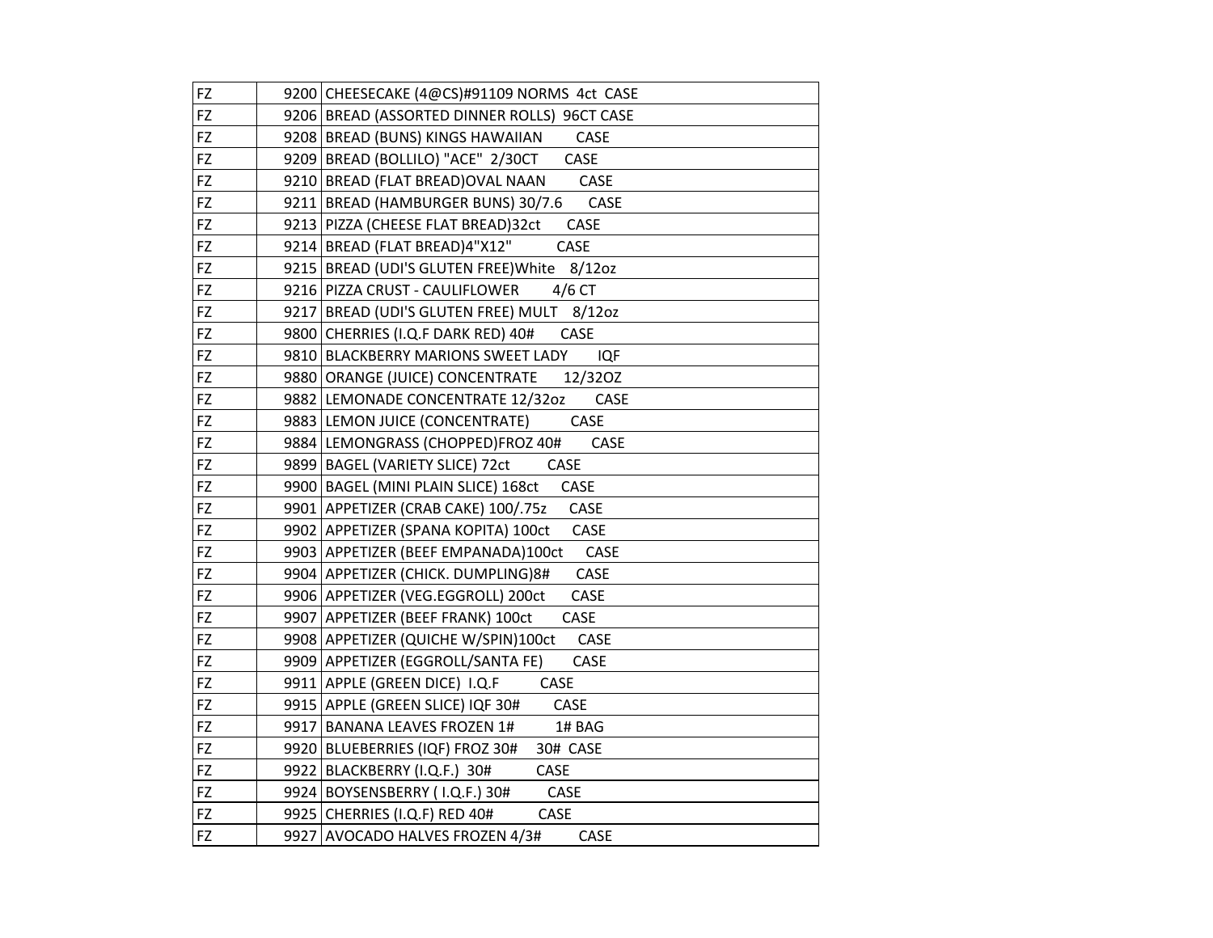| | | |
|---|---|---|
| FZ | 9200 | CHEESECAKE (4@CS)#91109 NORMS 4ct CASE |
| FZ | 9206 | BREAD (ASSORTED DINNER ROLLS) 96CT CASE |
| FZ | 9208 | BREAD (BUNS) KINGS HAWAIIAN CASE |
| FZ | 9209 | BREAD (BOLLILO) "ACE" 2/30CT CASE |
| FZ | 9210 | BREAD (FLAT BREAD)OVAL NAAN CASE |
| FZ | 9211 | BREAD (HAMBURGER BUNS) 30/7.6 CASE |
| FZ | 9213 | PIZZA (CHEESE FLAT BREAD)32ct CASE |
| FZ | 9214 | BREAD (FLAT BREAD)4"X12" CASE |
| FZ | 9215 | BREAD (UDI'S GLUTEN FREE)White 8/12oz |
| FZ | 9216 | PIZZA CRUST - CAULIFLOWER 4/6 CT |
| FZ | 9217 | BREAD (UDI'S GLUTEN FREE) MULT 8/12oz |
| FZ | 9800 | CHERRIES (I.Q.F DARK RED) 40# CASE |
| FZ | 9810 | BLACKBERRY MARIONS SWEET LADY IQF |
| FZ | 9880 | ORANGE (JUICE) CONCENTRATE 12/32OZ |
| FZ | 9882 | LEMONADE CONCENTRATE 12/32oz CASE |
| FZ | 9883 | LEMON JUICE (CONCENTRATE) CASE |
| FZ | 9884 | LEMONGRASS (CHOPPED)FROZ 40# CASE |
| FZ | 9899 | BAGEL (VARIETY SLICE) 72ct CASE |
| FZ | 9900 | BAGEL (MINI PLAIN SLICE) 168ct CASE |
| FZ | 9901 | APPETIZER (CRAB CAKE) 100/.75z CASE |
| FZ | 9902 | APPETIZER (SPANA KOPITA) 100ct CASE |
| FZ | 9903 | APPETIZER (BEEF EMPANADA)100ct CASE |
| FZ | 9904 | APPETIZER (CHICK. DUMPLING)8# CASE |
| FZ | 9906 | APPETIZER (VEG.EGGROLL) 200ct CASE |
| FZ | 9907 | APPETIZER (BEEF FRANK) 100ct CASE |
| FZ | 9908 | APPETIZER (QUICHE W/SPIN)100ct CASE |
| FZ | 9909 | APPETIZER (EGGROLL/SANTA FE) CASE |
| FZ | 9911 | APPLE (GREEN DICE) I.Q.F CASE |
| FZ | 9915 | APPLE (GREEN SLICE) IQF 30# CASE |
| FZ | 9917 | BANANA LEAVES FROZEN 1# 1# BAG |
| FZ | 9920 | BLUEBERRIES (IQF) FROZ 30# 30# CASE |
| FZ | 9922 | BLACKBERRY (I.Q.F.) 30# CASE |
| FZ | 9924 | BOYSENSBERRY ( I.Q.F.) 30# CASE |
| FZ | 9925 | CHERRIES (I.Q.F) RED 40# CASE |
| FZ | 9927 | AVOCADO HALVES FROZEN 4/3# CASE |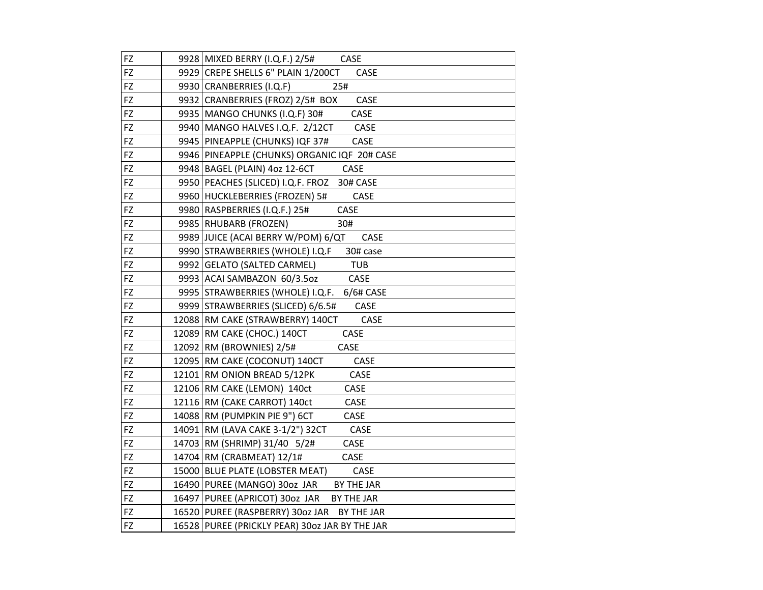| | | |
|---|---|---|
| FZ | 9928 | MIXED BERRY (I.Q.F.) 2/5# CASE |
| FZ | 9929 | CREPE SHELLS 6" PLAIN 1/200CT CASE |
| FZ | 9930 | CRANBERRIES (I.Q.F) 25# |
| FZ | 9932 | CRANBERRIES (FROZ) 2/5# BOX CASE |
| FZ | 9935 | MANGO CHUNKS (I.Q.F) 30# CASE |
| FZ | 9940 | MANGO HALVES I.Q.F. 2/12CT CASE |
| FZ | 9945 | PINEAPPLE (CHUNKS) IQF 37# CASE |
| FZ | 9946 | PINEAPPLE (CHUNKS) ORGANIC IQF 20# CASE |
| FZ | 9948 | BAGEL (PLAIN) 4oz 12-6CT CASE |
| FZ | 9950 | PEACHES (SLICED) I.Q.F. FROZ 30# CASE |
| FZ | 9960 | HUCKLEBERRIES (FROZEN) 5# CASE |
| FZ | 9980 | RASPBERRIES (I.Q.F.) 25# CASE |
| FZ | 9985 | RHUBARB (FROZEN) 30# |
| FZ | 9989 | JUICE (ACAI BERRY W/POM) 6/QT CASE |
| FZ | 9990 | STRAWBERRIES (WHOLE) I.Q.F 30# case |
| FZ | 9992 | GELATO (SALTED CARMEL) TUB |
| FZ | 9993 | ACAI SAMBAZON 60/3.5oz CASE |
| FZ | 9995 | STRAWBERRIES (WHOLE) I.Q.F. 6/6# CASE |
| FZ | 9999 | STRAWBERRIES (SLICED) 6/6.5# CASE |
| FZ | 12088 | RM CAKE (STRAWBERRY) 140CT CASE |
| FZ | 12089 | RM CAKE (CHOC.) 140CT CASE |
| FZ | 12092 | RM (BROWNIES) 2/5# CASE |
| FZ | 12095 | RM CAKE (COCONUT) 140CT CASE |
| FZ | 12101 | RM ONION BREAD 5/12PK CASE |
| FZ | 12106 | RM CAKE (LEMON) 140ct CASE |
| FZ | 12116 | RM (CAKE CARROT) 140ct CASE |
| FZ | 14088 | RM (PUMPKIN PIE 9") 6CT CASE |
| FZ | 14091 | RM (LAVA CAKE 3-1/2") 32CT CASE |
| FZ | 14703 | RM (SHRIMP) 31/40 5/2# CASE |
| FZ | 14704 | RM (CRABMEAT) 12/1# CASE |
| FZ | 15000 | BLUE PLATE (LOBSTER MEAT) CASE |
| FZ | 16490 | PUREE (MANGO) 30oz JAR BY THE JAR |
| FZ | 16497 | PUREE (APRICOT) 30oz JAR BY THE JAR |
| FZ | 16520 | PUREE (RASPBERRY) 30oz JAR BY THE JAR |
| FZ | 16528 | PUREE (PRICKLY PEAR) 30oz JAR BY THE JAR |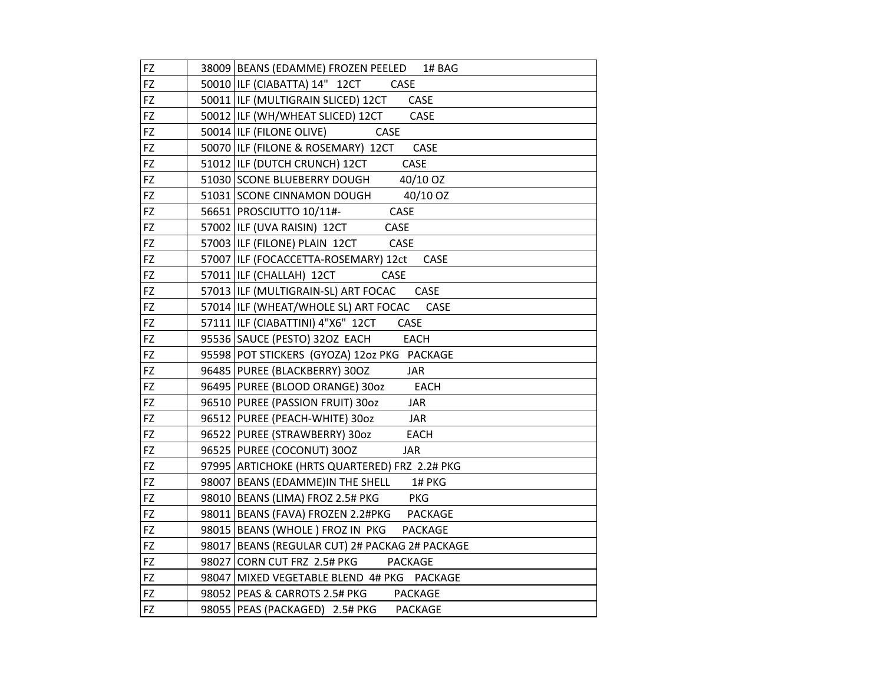| | | |
|---|---|---|
| FZ | 38009 | BEANS (EDAMME) FROZEN PEELED 1# BAG |
| FZ | 50010 | ILF (CIABATTA) 14" 12CT CASE |
| FZ | 50011 | ILF (MULTIGRAIN SLICED) 12CT CASE |
| FZ | 50012 | ILF (WH/WHEAT SLICED) 12CT CASE |
| FZ | 50014 | ILF (FILONE OLIVE) CASE |
| FZ | 50070 | ILF (FILONE & ROSEMARY) 12CT CASE |
| FZ | 51012 | ILF (DUTCH CRUNCH) 12CT CASE |
| FZ | 51030 | SCONE BLUEBERRY DOUGH 40/10 OZ |
| FZ | 51031 | SCONE CINNAMON DOUGH 40/10 OZ |
| FZ | 56651 | PROSCIUTTO 10/11#- CASE |
| FZ | 57002 | ILF (UVA RAISIN) 12CT CASE |
| FZ | 57003 | ILF (FILONE) PLAIN 12CT CASE |
| FZ | 57007 | ILF (FOCACCETTA-ROSEMARY) 12ct CASE |
| FZ | 57011 | ILF (CHALLAH) 12CT CASE |
| FZ | 57013 | ILF (MULTIGRAIN-SL) ART FOCAC CASE |
| FZ | 57014 | ILF (WHEAT/WHOLE SL) ART FOCAC CASE |
| FZ | 57111 | ILF (CIABATTINI) 4"X6" 12CT CASE |
| FZ | 95536 | SAUCE (PESTO) 32OZ EACH EACH |
| FZ | 95598 | POT STICKERS (GYOZA) 12oz PKG PACKAGE |
| FZ | 96485 | PUREE (BLACKBERRY) 30OZ JAR |
| FZ | 96495 | PUREE (BLOOD ORANGE) 30oz EACH |
| FZ | 96510 | PUREE (PASSION FRUIT) 30oz JAR |
| FZ | 96512 | PUREE (PEACH-WHITE) 30oz JAR |
| FZ | 96522 | PUREE (STRAWBERRY) 30oz EACH |
| FZ | 96525 | PUREE (COCONUT) 30OZ JAR |
| FZ | 97995 | ARTICHOKE (HRTS QUARTERED) FRZ 2.2# PKG |
| FZ | 98007 | BEANS (EDAMME)IN THE SHELL 1# PKG |
| FZ | 98010 | BEANS (LIMA) FROZ 2.5# PKG PKG |
| FZ | 98011 | BEANS (FAVA) FROZEN 2.2#PKG PACKAGE |
| FZ | 98015 | BEANS (WHOLE ) FROZ IN PKG PACKAGE |
| FZ | 98017 | BEANS (REGULAR CUT) 2# PACKAG 2# PACKAGE |
| FZ | 98027 | CORN CUT FRZ 2.5# PKG PACKAGE |
| FZ | 98047 | MIXED VEGETABLE BLEND 4# PKG PACKAGE |
| FZ | 98052 | PEAS & CARROTS 2.5# PKG PACKAGE |
| FZ | 98055 | PEAS (PACKAGED) 2.5# PKG PACKAGE |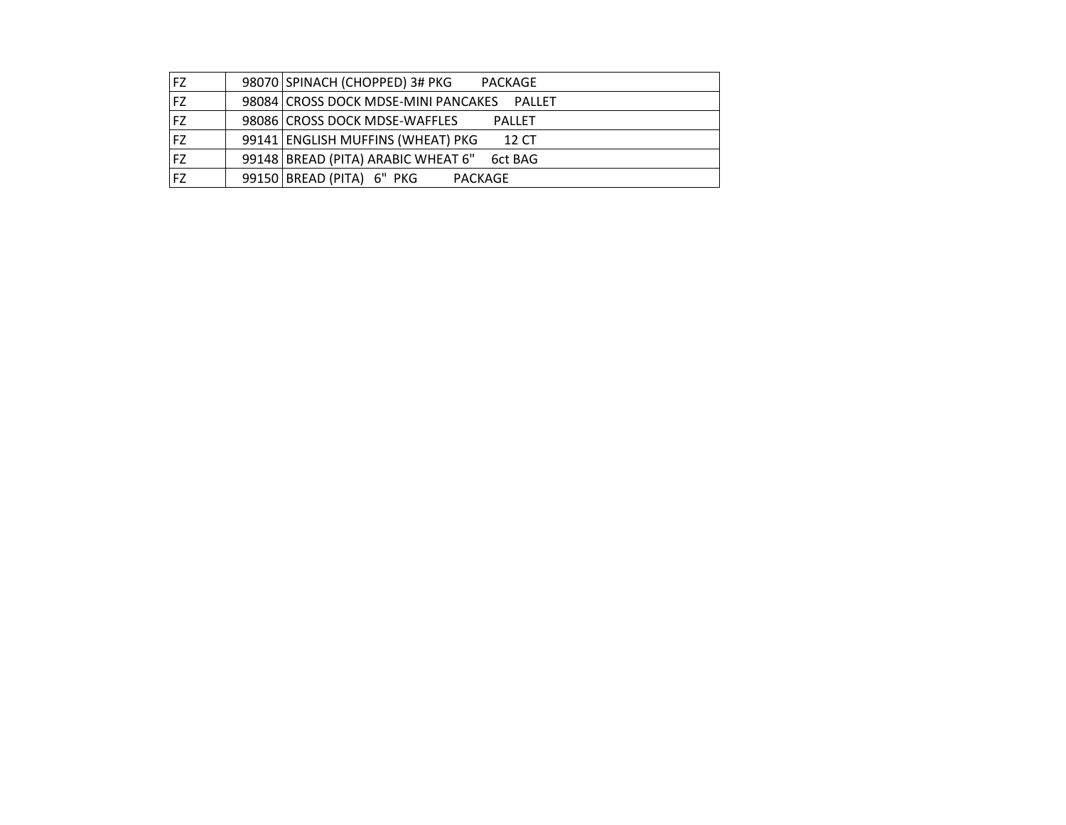| | | |
|---|---|---|
| FZ | 98070 | SPINACH (CHOPPED) 3# PKG PACKAGE |
| FZ | 98084 | CROSS DOCK MDSE-MINI PANCAKES PALLET |
| FZ | 98086 | CROSS DOCK MDSE-WAFFLES PALLET |
| FZ | 99141 | ENGLISH MUFFINS (WHEAT) PKG 12 CT |
| FZ | 99148 | BREAD (PITA) ARABIC WHEAT 6" 6ct BAG |
| FZ | 99150 | BREAD (PITA) 6" PKG PACKAGE |